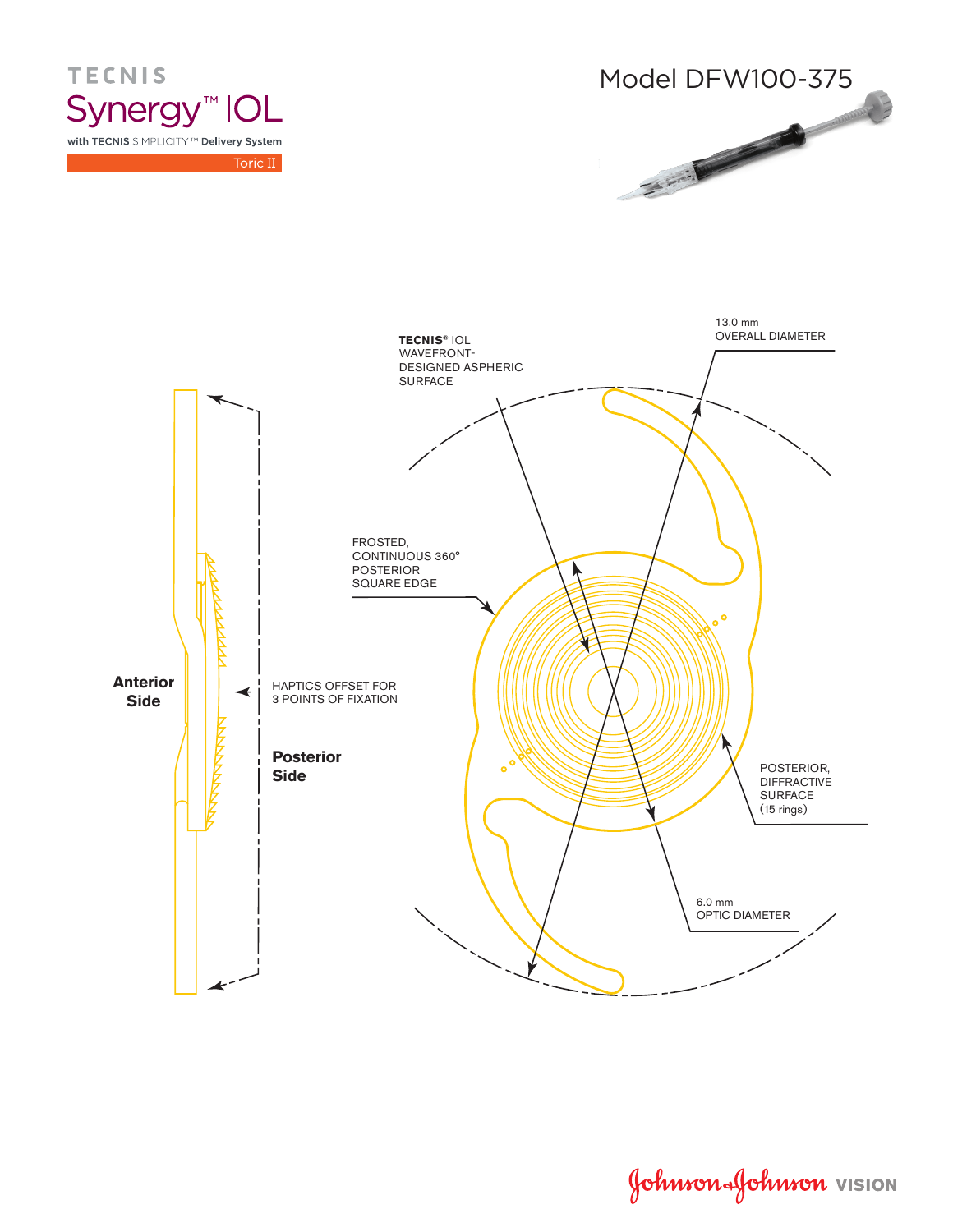TECNIS

# Synergy™ IOL

with TECNIS SIMPLICITY™ Delivery System

Toric II

## Model DFW100-375

TECNIS® IOL WAVEFRONT-DESIGNED ASPHERIC SURFACE

13.0 mm OVERALL DIAMETER

FROSTED, CONTINUOUS 360° POSTERIOR SQUARE EDGE

HAPTICS OFFSET FOR 3 POINTS OF FIXATION

**Anterior Side**

**Posterior Side**

POSTERIOR, DIFFRACTIVE SURFACE (15 rings)

6.0 mm OPTIC DIAMETER

Johnson & Johnson VISION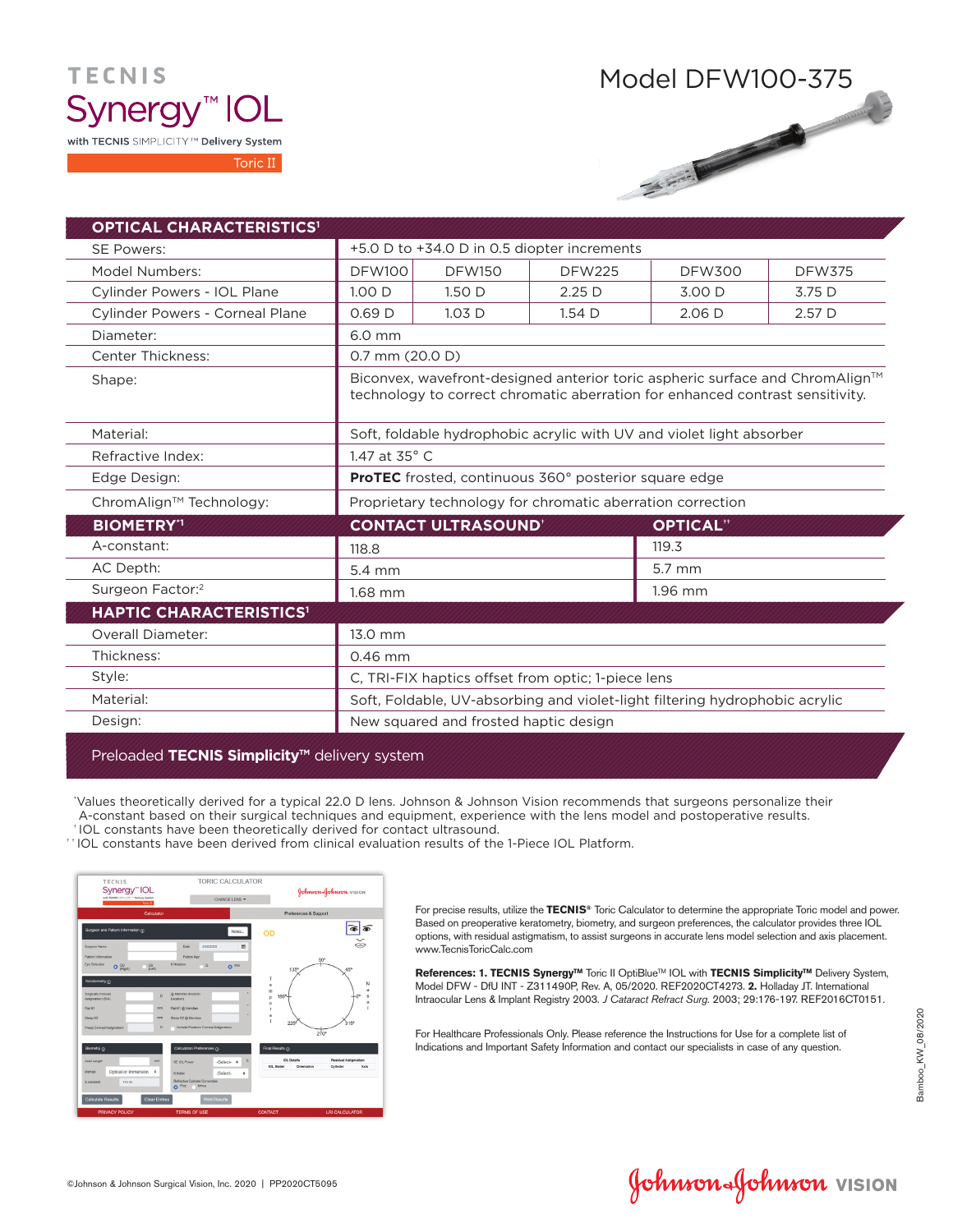# TECNIS Synergy™ IOL

with TECNIS SIMPLICITY™ Delivery System

Toric II

## Model DFW100-375

| OPTICAL CHARACTERISTICS[1] | | | | | |
|---|---|---|---|---|---|
| SE Powers: | +5.0 D to +34.0 D in 0.5 diopter increments | | | | |
| Model Numbers: | DFW100 | DFW150 | DFW225 | DFW300 | DFW375 |
| Cylinder Powers - IOL Plane | 1.00 D | 1.50 D | 2.25 D | 3.00 D | 3.75 D |
| Cylinder Powers - Corneal Plane | 0.69 D | 1.03 D | 1.54 D | 2.06 D | 2.57 D |
| Diameter: | 6.0 mm | | | | |
| Center Thickness: | 0.7 mm (20.0 D) | | | | |
| Shape: | Biconvex, wavefront-designed anterior toric aspheric surface and ChromAlign™ technology to correct chromatic aberration for enhanced contrast sensitivity. | | | | |
| Material: | Soft, foldable hydrophobic acrylic with UV and violet light absorber | | | | |
| Refractive Index: | 1.47 at 35° C | | | | |
| Edge Design: | **ProTEC** frosted, continuous 360° posterior square edge | | | | |
| ChromAlign™ Technology: | Proprietary technology for chromatic aberration correction | | | | |

| BIOMETRY*[1] | CONTACT ULTRASOUND† | OPTICAL†† |
|---|---|---|
| A-constant: | 118.8 | 119.3 |
| AC Depth: | 5.4 mm | 5.7 mm |
| Surgeon Factor:[2] | 1.68 mm | 1.96 mm |

| HAPTIC CHARACTERISTICS[1] | |
|---|---|
| Overall Diameter: | 13.0 mm |
| Thickness: | 0.46 mm |
| Style: | C, TRI-FIX haptics offset from optic; 1-piece lens |
| Material: | Soft, Foldable, UV-absorbing and violet-light filtering hydrophobic acrylic |
| Design: | New squared and frosted haptic design |

Preloaded **TECNIS Simplicity™** delivery system

*Values theoretically derived for a typical 22.0 D lens. Johnson & Johnson Vision recommends that surgeons personalize their A-constant based on their surgical techniques and equipment, experience with the lens model and postoperative results.
†IOL constants have been theoretically derived for contact ultrasound.
††IOL constants have been derived from clinical evaluation results of the 1-Piece IOL Platform.

For precise results, utilize the **TECNIS®** Toric Calculator to determine the appropriate Toric model and power. Based on preoperative keratometry, biometry, and surgeon preferences, the calculator provides three IOL options, with residual astigmatism, to assist surgeons in accurate lens model selection and axis placement. www.TecnisToricCalc.com

**References: 1. TECNIS Synergy™** Toric II OptiBlue™ IOL with **TECNIS Simplicity™** Delivery System, Model DFW - DfU INT - Z311490P, Rev. A, 05/2020. REF2020CT4273. **2.** Holladay JT. International Intraocular Lens & Implant Registry 2003. *J Cataract Refract Surg.* 2003; 29:176-197. REF2016CT0151.

For Healthcare Professionals Only. Please reference the Instructions for Use for a complete list of Indications and Important Safety Information and contact our specialists in case of any question.

Bamboo_KW_08/2020

©Johnson & Johnson Surgical Vision, Inc. 2020 | PP2020CT5095

Johnson & Johnson VISION